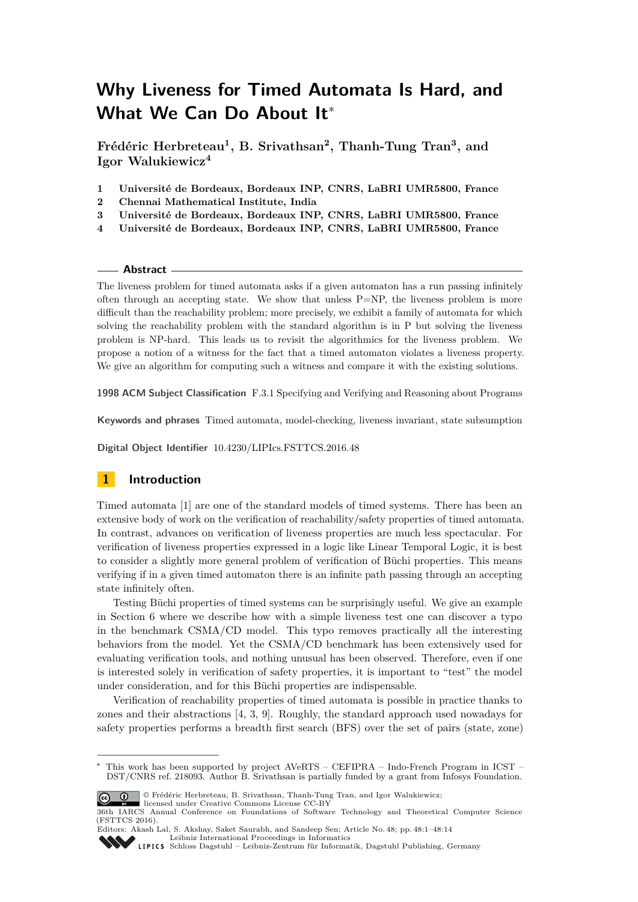# Why Liveness for Timed Automata Is Hard, and What We Can Do About It*

**Frédéric Herbreteau[1], B. Srivathsan[2], Thanh-Tung Tran[3], and Igor Walukiewicz[4]**

1. **Université de Bordeaux, Bordeaux INP, CNRS, LaBRI UMR5800, France**
2. **Chennai Mathematical Institute, India**
3. **Université de Bordeaux, Bordeaux INP, CNRS, LaBRI UMR5800, France**
4. **Université de Bordeaux, Bordeaux INP, CNRS, LaBRI UMR5800, France**

## Abstract

The liveness problem for timed automata asks if a given automaton has a run passing infinitely often through an accepting state. We show that unless P=NP, the liveness problem is more difficult than the reachability problem; more precisely, we exhibit a family of automata for which solving the reachability problem with the standard algorithm is in P but solving the liveness problem is NP-hard. This leads us to revisit the algorithmics for the liveness problem. We propose a notion of a witness for the fact that a timed automaton violates a liveness property. We give an algorithm for computing such a witness and compare it with the existing solutions.

**1998 ACM Subject Classification** F.3.1 Specifying and Verifying and Reasoning about Programs

**Keywords and phrases** Timed automata, model-checking, liveness invariant, state subsumption

**Digital Object Identifier** 10.4230/LIPIcs.FSTTCS.2016.48

## 1 Introduction

Timed automata [1] are one of the standard models of timed systems. There has been an extensive body of work on the verification of reachability/safety properties of timed automata. In contrast, advances on verification of liveness properties are much less spectacular. For verification of liveness properties expressed in a logic like Linear Temporal Logic, it is best to consider a slightly more general problem of verification of Büchi properties. This means verifying if in a given timed automaton there is an infinite path passing through an accepting state infinitely often.

Testing Büchi properties of timed systems can be surprisingly useful. We give an example in Section 6 where we describe how with a simple liveness test one can discover a typo in the benchmark CSMA/CD model. This typo removes practically all the interesting behaviors from the model. Yet the CSMA/CD benchmark has been extensively used for evaluating verification tools, and nothing unusual has been observed. Therefore, even if one is interested solely in verification of safety properties, it is important to "test" the model under consideration, and for this Büchi properties are indispensable.

Verification of reachability properties of timed automata is possible in practice thanks to zones and their abstractions [4, 3, 9]. Roughly, the standard approach used nowadays for safety properties performs a breadth first search (BFS) over the set of pairs (state, zone)

---

* This work has been supported by project AVeRTS – CEFIPRA – Indo-French Program in ICST – DST/CNRS ref. 218093. Author B. Srivathsan is partially funded by a grant from Infosys Foundation.

© Frédéric Herbreteau, B. Srivathsan, Thanh-Tung Tran, and Igor Walukiewicz; licensed under Creative Commons License CC-BY

36th IARCS Annual Conference on Foundations of Software Technology and Theoretical Computer Science (FSTTCS 2016).

Editors: Akash Lal, S. Akshay, Saket Saurabh, and Sandeep Sen; Article No. 48; pp. 48:1–48:14

Leibniz International Proceedings in Informatics

LIPICS Schloss Dagstuhl – Leibniz-Zentrum für Informatik, Dagstuhl Publishing, Germany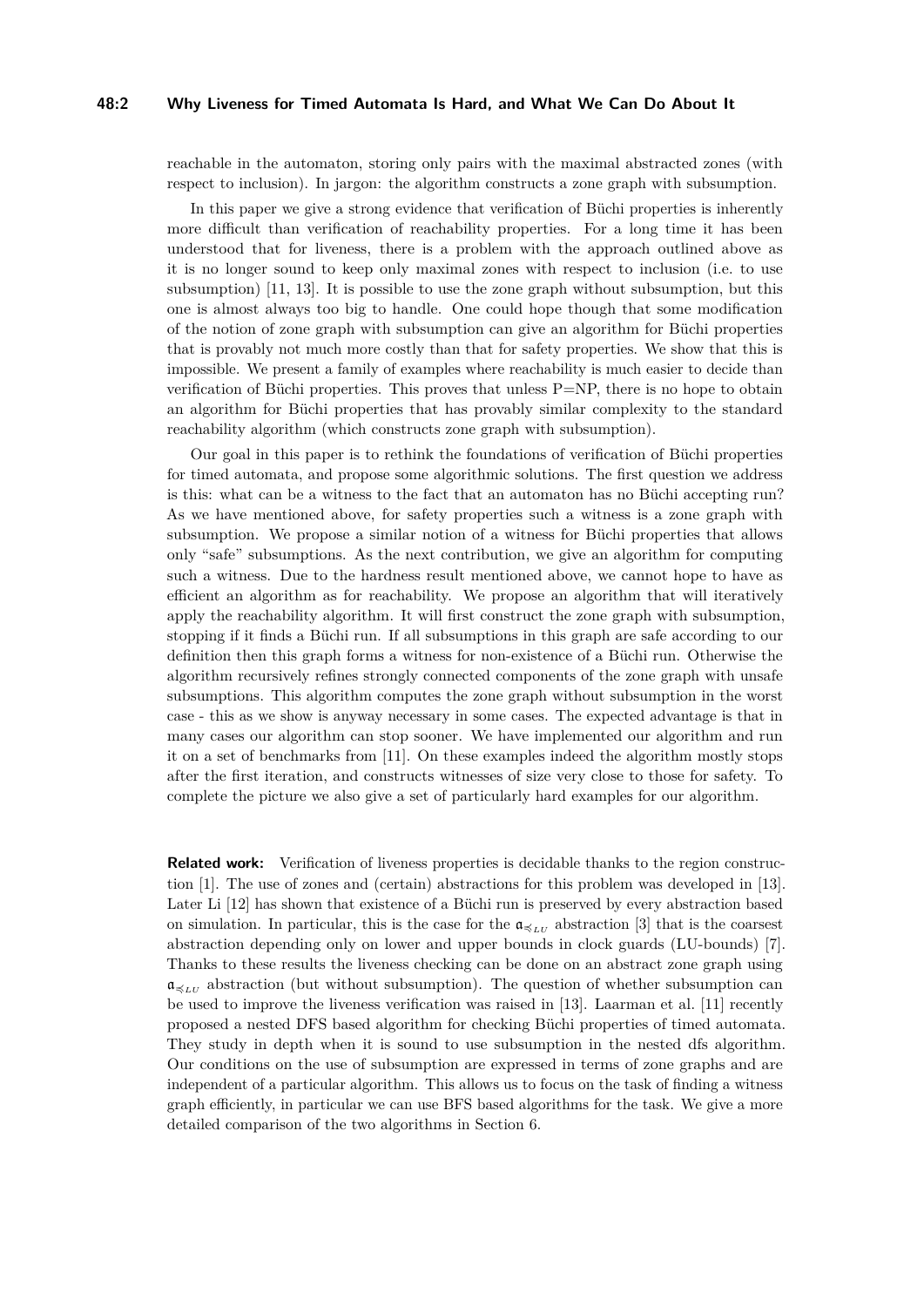reachable in the automaton, storing only pairs with the maximal abstracted zones (with respect to inclusion). In jargon: the algorithm constructs a zone graph with subsumption.

In this paper we give a strong evidence that verification of Büchi properties is inherently more difficult than verification of reachability properties. For a long time it has been understood that for liveness, there is a problem with the approach outlined above as it is no longer sound to keep only maximal zones with respect to inclusion (i.e. to use subsumption) [11, 13]. It is possible to use the zone graph without subsumption, but this one is almost always too big to handle. One could hope though that some modification of the notion of zone graph with subsumption can give an algorithm for Büchi properties that is provably not much more costly than that for safety properties. We show that this is impossible. We present a family of examples where reachability is much easier to decide than verification of Büchi properties. This proves that unless P=NP, there is no hope to obtain an algorithm for Büchi properties that has provably similar complexity to the standard reachability algorithm (which constructs zone graph with subsumption).

Our goal in this paper is to rethink the foundations of verification of Büchi properties for timed automata, and propose some algorithmic solutions. The first question we address is this: what can be a witness to the fact that an automaton has no Büchi accepting run? As we have mentioned above, for safety properties such a witness is a zone graph with subsumption. We propose a similar notion of a witness for Büchi properties that allows only "safe" subsumptions. As the next contribution, we give an algorithm for computing such a witness. Due to the hardness result mentioned above, we cannot hope to have as efficient an algorithm as for reachability. We propose an algorithm that will iteratively apply the reachability algorithm. It will first construct the zone graph with subsumption, stopping if it finds a Büchi run. If all subsumptions in this graph are safe according to our definition then this graph forms a witness for non-existence of a Büchi run. Otherwise the algorithm recursively refines strongly connected components of the zone graph with unsafe subsumptions. This algorithm computes the zone graph without subsumption in the worst case - this as we show is anyway necessary in some cases. The expected advantage is that in many cases our algorithm can stop sooner. We have implemented our algorithm and run it on a set of benchmarks from [11]. On these examples indeed the algorithm mostly stops after the first iteration, and constructs witnesses of size very close to those for safety. To complete the picture we also give a set of particularly hard examples for our algorithm.

**Related work:** Verification of liveness properties is decidable thanks to the region construction [1]. The use of zones and (certain) abstractions for this problem was developed in [13]. Later Li [12] has shown that existence of a Büchi run is preserved by every abstraction based on simulation. In particular, this is the case for the $\mathfrak{a}_{\preccurlyeq_{LU}}$ abstraction [3] that is the coarsest abstraction depending only on lower and upper bounds in clock guards (LU-bounds) [7]. Thanks to these results the liveness checking can be done on an abstract zone graph using $\mathfrak{a}_{\preccurlyeq_{LU}}$ abstraction (but without subsumption). The question of whether subsumption can be used to improve the liveness verification was raised in [13]. Laarman et al. [11] recently proposed a nested DFS based algorithm for checking Büchi properties of timed automata. They study in depth when it is sound to use subsumption in the nested dfs algorithm. Our conditions on the use of subsumption are expressed in terms of zone graphs and are independent of a particular algorithm. This allows us to focus on the task of finding a witness graph efficiently, in particular we can use BFS based algorithms for the task. We give a more detailed comparison of the two algorithms in Section 6.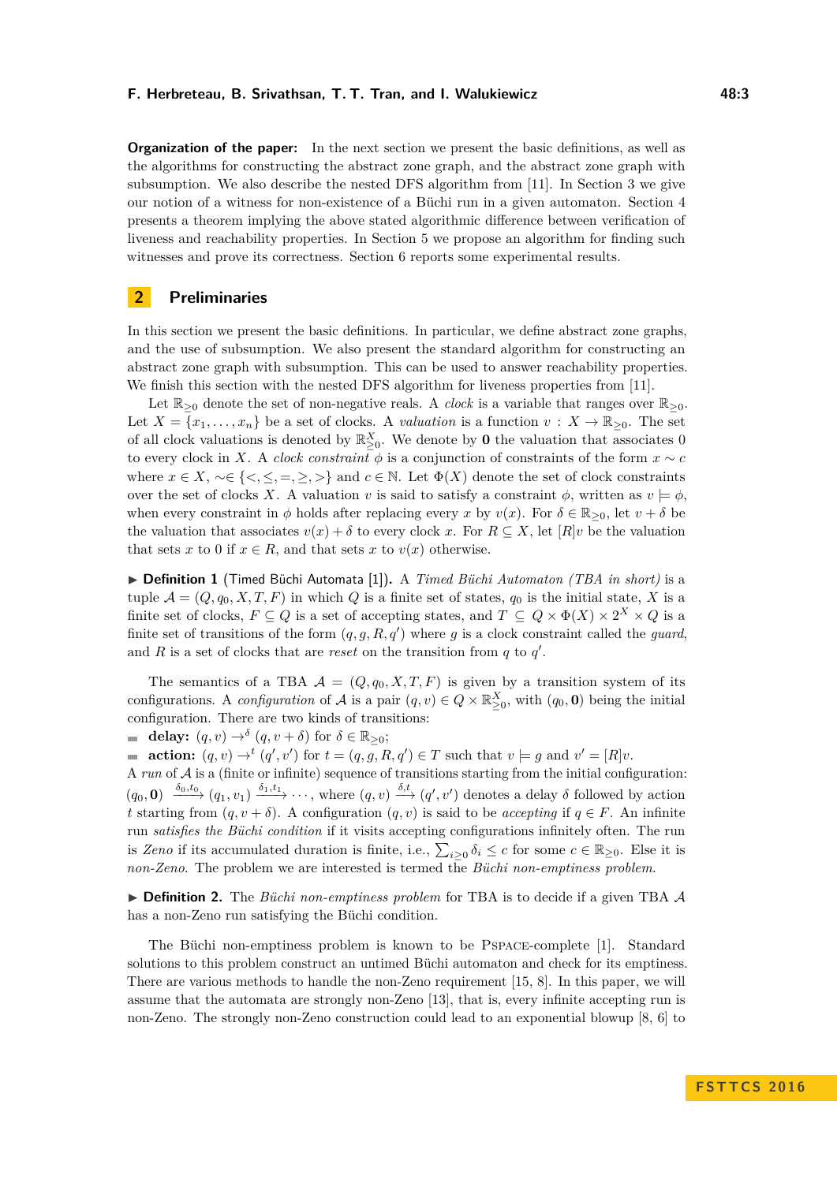**Organization of the paper:** In the next section we present the basic definitions, as well as the algorithms for constructing the abstract zone graph, and the abstract zone graph with subsumption. We also describe the nested DFS algorithm from [11]. In Section 3 we give our notion of a witness for non-existence of a Büchi run in a given automaton. Section 4 presents a theorem implying the above stated algorithmic difference between verification of liveness and reachability properties. In Section 5 we propose an algorithm for finding such witnesses and prove its correctness. Section 6 reports some experimental results.

## 2 Preliminaries

In this section we present the basic definitions. In particular, we define abstract zone graphs, and the use of subsumption. We also present the standard algorithm for constructing an abstract zone graph with subsumption. This can be used to answer reachability properties. We finish this section with the nested DFS algorithm for liveness properties from [11].

Let $\mathbb{R}_{\geq 0}$ denote the set of non-negative reals. A *clock* is a variable that ranges over $\mathbb{R}_{\geq 0}$. Let $X = \{x_1, \dots, x_n\}$ be a set of clocks. A *valuation* is a function $v : X \to \mathbb{R}_{\geq 0}$. The set of all clock valuations is denoted by $\mathbb{R}^X_{\geq 0}$. We denote by $\mathbf{0}$ the valuation that associates 0 to every clock in $X$. A *clock constraint* $\phi$ is a conjunction of constraints of the form $x \sim c$ where $x \in X$, $\sim \in \{<, \leq, =, \geq, >\}$ and $c \in \mathbb{N}$. Let $\Phi(X)$ denote the set of clock constraints over the set of clocks $X$. A valuation $v$ is said to satisfy a constraint $\phi$, written as $v \models \phi$, when every constraint in $\phi$ holds after replacing every $x$ by $v(x)$. For $\delta \in \mathbb{R}_{\geq 0}$, let $v + \delta$ be the valuation that associates $v(x) + \delta$ to every clock $x$. For $R \subseteq X$, let $[R]v$ be the valuation that sets $x$ to 0 if $x \in R$, and that sets $x$ to $v(x)$ otherwise.

▶ **Definition 1** (Timed Büchi Automata [1])**.** A *Timed Büchi Automaton (TBA in short)* is a tuple $\mathcal{A} = (Q, q_0, X, T, F)$ in which $Q$ is a finite set of states, $q_0$ is the initial state, $X$ is a finite set of clocks, $F \subseteq Q$ is a set of accepting states, and $T \subseteq Q \times \Phi(X) \times 2^X \times Q$ is a finite set of transitions of the form $(q, g, R, q')$ where $g$ is a clock constraint called the *guard*, and $R$ is a set of clocks that are *reset* on the transition from $q$ to $q'$.

The semantics of a TBA $\mathcal{A} = (Q, q_0, X, T, F)$ is given by a transition system of its configurations. A *configuration* of $\mathcal{A}$ is a pair $(q, v) \in Q \times \mathbb{R}^X_{\geq 0}$, with $(q_0, \mathbf{0})$ being the initial configuration. There are two kinds of transitions:

- **delay:** $(q, v) \to^\delta (q, v + \delta)$ for $\delta \in \mathbb{R}_{\geq 0}$;
- **action:** $(q, v) \to^t (q', v')$ for $t = (q, g, R, q') \in T$ such that $v \models g$ and $v' = [R]v$.

A *run* of $\mathcal{A}$ is a (finite or infinite) sequence of transitions starting from the initial configuration: $(q_0, \mathbf{0}) \xrightarrow{\delta_0, t_0} (q_1, v_1) \xrightarrow{\delta_1, t_1} \cdots$, where $(q, v) \xrightarrow{\delta, t} (q', v')$ denotes a delay $\delta$ followed by action $t$ starting from $(q, v + \delta)$. A configuration $(q, v)$ is said to be *accepting* if $q \in F$. An infinite run *satisfies the Büchi condition* if it visits accepting configurations infinitely often. The run is *Zeno* if its accumulated duration is finite, i.e., $\sum_{i \geq 0} \delta_i \leq c$ for some $c \in \mathbb{R}_{\geq 0}$. Else it is *non-Zeno*. The problem we are interested is termed the *Büchi non-emptiness problem*.

▶ **Definition 2.** The *Büchi non-emptiness problem* for TBA is to decide if a given TBA $\mathcal{A}$ has a non-Zeno run satisfying the Büchi condition.

The Büchi non-emptiness problem is known to be PSPACE-complete [1]. Standard solutions to this problem construct an untimed Büchi automaton and check for its emptiness. There are various methods to handle the non-Zeno requirement [15, 8]. In this paper, we will assume that the automata are strongly non-Zeno [13], that is, every infinite accepting run is non-Zeno. The strongly non-Zeno construction could lead to an exponential blowup [8, 6] to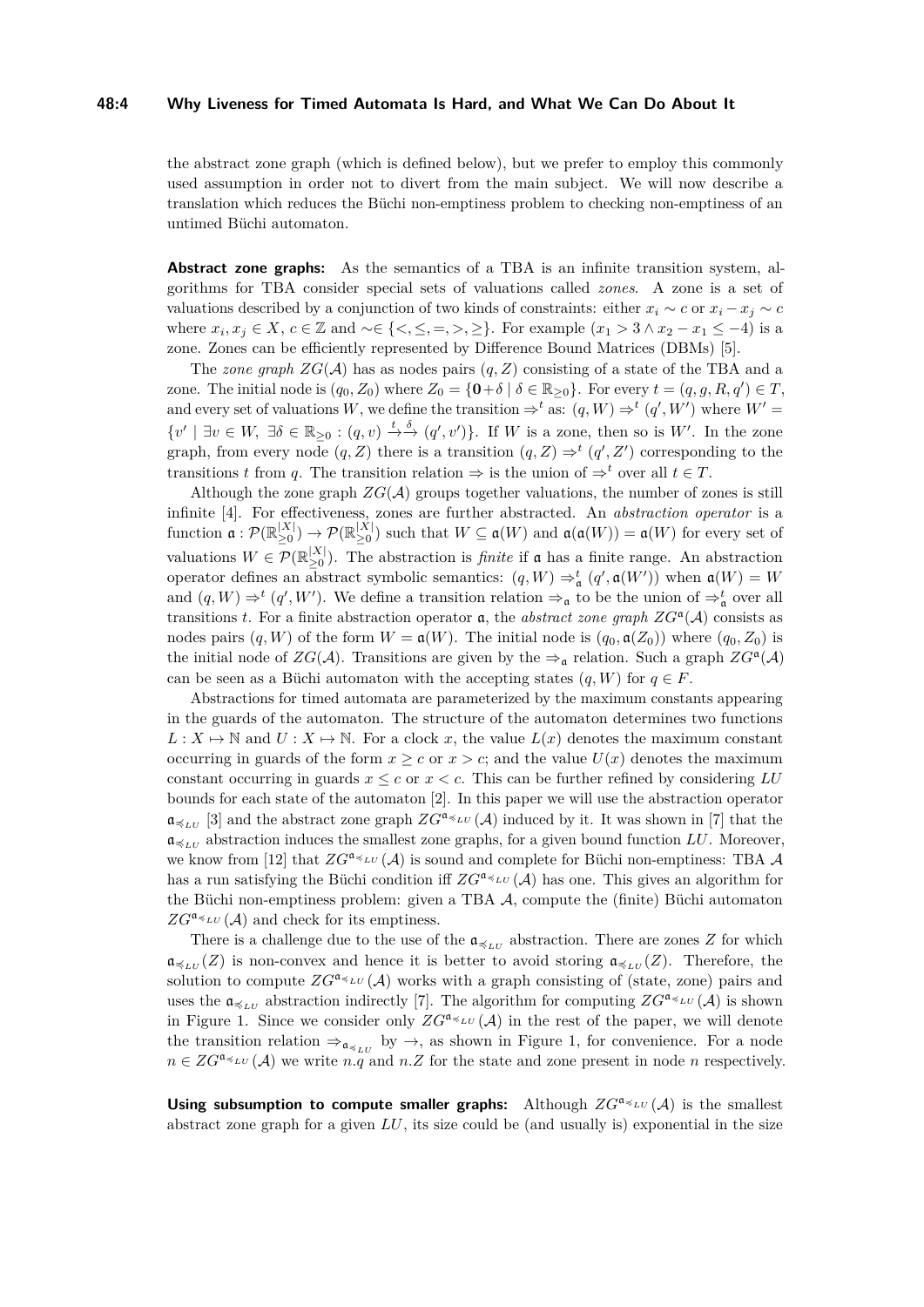the abstract zone graph (which is defined below), but we prefer to employ this commonly used assumption in order not to divert from the main subject. We will now describe a translation which reduces the Büchi non-emptiness problem to checking non-emptiness of an untimed Büchi automaton.

**Abstract zone graphs:** As the semantics of a TBA is an infinite transition system, algorithms for TBA consider special sets of valuations called *zones*. A zone is a set of valuations described by a conjunction of two kinds of constraints: either $x_i \sim c$ or $x_i - x_j \sim c$ where $x_i, x_j \in X$, $c \in \mathbb{Z}$ and $\sim \in \{<, \leq, =, >, \geq\}$. For example $(x_1 > 3 \wedge x_2 - x_1 \leq -4)$ is a zone. Zones can be efficiently represented by Difference Bound Matrices (DBMs) [5].

The *zone graph* $ZG(\mathcal{A})$ has as nodes pairs $(q, Z)$ consisting of a state of the TBA and a zone. The initial node is $(q_0, Z_0)$ where $Z_0 = \{\mathbf{0} + \delta \mid \delta \in \mathbb{R}_{\geq 0}\}$. For every $t = (q, g, R, q') \in T$, and every set of valuations $W$, we define the transition $\Rightarrow^t$ as: $(q, W) \Rightarrow^t (q', W')$ where $W' = \{v' \mid \exists v \in W,\ \exists \delta \in \mathbb{R}_{\geq 0} : (q, v) \xrightarrow{t} \xrightarrow{\delta} (q', v')\}$. If $W$ is a zone, then so is $W'$. In the zone graph, from every node $(q, Z)$ there is a transition $(q, Z) \Rightarrow^t (q', Z')$ corresponding to the transitions $t$ from $q$. The transition relation $\Rightarrow$ is the union of $\Rightarrow^t$ over all $t \in T$.

Although the zone graph $ZG(\mathcal{A})$ groups together valuations, the number of zones is still infinite [4]. For effectiveness, zones are further abstracted. An *abstraction operator* is a function $\mathfrak{a} : \mathcal{P}(\mathbb{R}_{\geq 0}^{|X|}) \to \mathcal{P}(\mathbb{R}_{\geq 0}^{|X|})$ such that $W \subseteq \mathfrak{a}(W)$ and $\mathfrak{a}(\mathfrak{a}(W)) = \mathfrak{a}(W)$ for every set of valuations $W \in \mathcal{P}(\mathbb{R}_{\geq 0}^{|X|})$. The abstraction is *finite* if $\mathfrak{a}$ has a finite range. An abstraction operator defines an abstract symbolic semantics: $(q, W) \Rightarrow_{\mathfrak{a}}^t (q', \mathfrak{a}(W'))$ when $\mathfrak{a}(W) = W$ and $(q, W) \Rightarrow^t (q', W')$. We define a transition relation $\Rightarrow_{\mathfrak{a}}$ to be the union of $\Rightarrow_{\mathfrak{a}}^t$ over all transitions $t$. For a finite abstraction operator $\mathfrak{a}$, the *abstract zone graph* $ZG^{\mathfrak{a}}(\mathcal{A})$ consists as nodes pairs $(q, W)$ of the form $W = \mathfrak{a}(W)$. The initial node is $(q_0, \mathfrak{a}(Z_0))$ where $(q_0, Z_0)$ is the initial node of $ZG(\mathcal{A})$. Transitions are given by the $\Rightarrow_{\mathfrak{a}}$ relation. Such a graph $ZG^{\mathfrak{a}}(\mathcal{A})$ can be seen as a Büchi automaton with the accepting states $(q, W)$ for $q \in F$.

Abstractions for timed automata are parameterized by the maximum constants appearing in the guards of the automaton. The structure of the automaton determines two functions $L : X \mapsto \mathbb{N}$ and $U : X \mapsto \mathbb{N}$. For a clock $x$, the value $L(x)$ denotes the maximum constant occurring in guards of the form $x \geq c$ or $x > c$; and the value $U(x)$ denotes the maximum constant occurring in guards $x \leq c$ or $x < c$. This can be further refined by considering *LU* bounds for each state of the automaton [2]. In this paper we will use the abstraction operator $\mathfrak{a}_{\preccurlyeq_{LU}}$ [3] and the abstract zone graph $ZG^{\mathfrak{a}_{\preccurlyeq_{LU}}}(\mathcal{A})$ induced by it. It was shown in [7] that the $\mathfrak{a}_{\preccurlyeq_{LU}}$ abstraction induces the smallest zone graphs, for a given bound function *LU*. Moreover, we know from [12] that $ZG^{\mathfrak{a}_{\preccurlyeq_{LU}}}(\mathcal{A})$ is sound and complete for Büchi non-emptiness: TBA $\mathcal{A}$ has a run satisfying the Büchi condition iff $ZG^{\mathfrak{a}_{\preccurlyeq_{LU}}}(\mathcal{A})$ has one. This gives an algorithm for the Büchi non-emptiness problem: given a TBA $\mathcal{A}$, compute the (finite) Büchi automaton $ZG^{\mathfrak{a}_{\preccurlyeq_{LU}}}(\mathcal{A})$ and check for its emptiness.

There is a challenge due to the use of the $\mathfrak{a}_{\preccurlyeq_{LU}}$ abstraction. There are zones $Z$ for which $\mathfrak{a}_{\preccurlyeq_{LU}}(Z)$ is non-convex and hence it is better to avoid storing $\mathfrak{a}_{\preccurlyeq_{LU}}(Z)$. Therefore, the solution to compute $ZG^{\mathfrak{a}_{\preccurlyeq_{LU}}}(\mathcal{A})$ works with a graph consisting of (state, zone) pairs and uses the $\mathfrak{a}_{\preccurlyeq_{LU}}$ abstraction indirectly [7]. The algorithm for computing $ZG^{\mathfrak{a}_{\preccurlyeq_{LU}}}(\mathcal{A})$ is shown in Figure 1. Since we consider only $ZG^{\mathfrak{a}_{\preccurlyeq_{LU}}}(\mathcal{A})$ in the rest of the paper, we will denote the transition relation $\Rightarrow_{\mathfrak{a}_{\preccurlyeq_{LU}}}$ by $\rightarrow$, as shown in Figure 1, for convenience. For a node $n \in ZG^{\mathfrak{a}_{\preccurlyeq_{LU}}}(\mathcal{A})$ we write $n.q$ and $n.Z$ for the state and zone present in node $n$ respectively.

**Using subsumption to compute smaller graphs:** Although $ZG^{\mathfrak{a}_{\preccurlyeq_{LU}}}(\mathcal{A})$ is the smallest abstract zone graph for a given *LU*, its size could be (and usually is) exponential in the size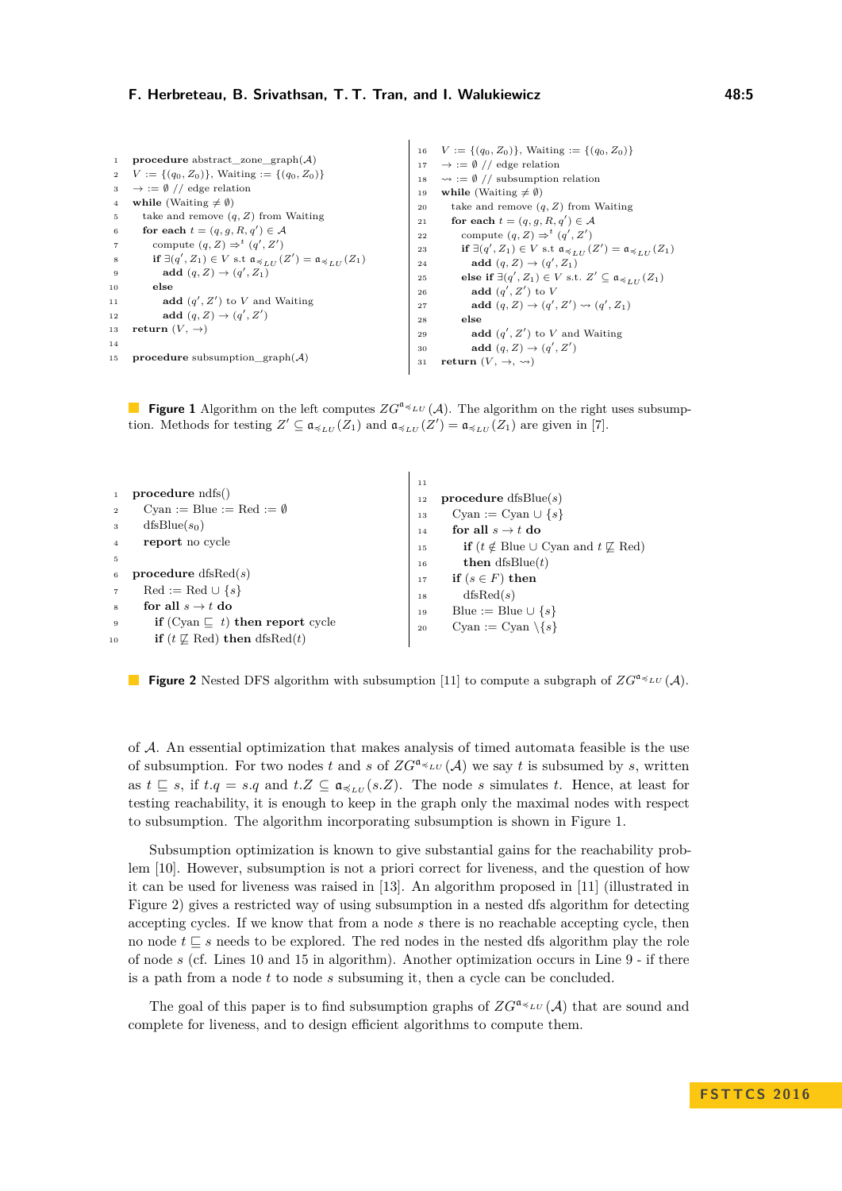```
1   procedure abstract_zone_graph(𝒜)
2   V := {(q0, Z0)}, Waiting := {(q0, Z0)}
3   → := ∅ // edge relation
4   while (Waiting ≠ ∅)
5     take and remove (q, Z) from Waiting
6     for each t = (q, g, R, q') ∈ 𝒜
7       compute (q, Z) ⇒^t (q', Z')
8       if ∃(q', Z1) ∈ V s.t 𝔞≼LU(Z') = 𝔞≼LU(Z1)
9         add (q, Z) → (q', Z1)
10      else
11        add (q', Z') to V and Waiting
12        add (q, Z) → (q', Z')
13  return (V, →)
14
15  procedure subsumption_graph(𝒜)
16  V := {(q0, Z0)}, Waiting := {(q0, Z0)}
17  → := ∅ // edge relation
18  ⇝ := ∅ // subsumption relation
19  while (Waiting ≠ ∅)
20    take and remove (q, Z) from Waiting
21    for each t = (q, g, R, q') ∈ 𝒜
22      compute (q, Z) ⇒^t (q', Z')
23      if ∃(q', Z1) ∈ V s.t 𝔞≼LU(Z') = 𝔞≼LU(Z1)
24        add (q, Z) → (q', Z1)
25      else if ∃(q', Z1) ∈ V s.t. Z' ⊆ 𝔞≼LU(Z1)
26        add (q', Z') to V
27        add (q, Z) → (q', Z') ⇝ (q', Z1)
28      else
29        add (q', Z') to V and Waiting
30        add (q, Z) → (q', Z')
31  return (V, →, ⇝)
```

**Figure 1** Algorithm on the left computes $ZG^{\mathfrak{a}_{\preccurlyeq LU}}(\mathcal{A})$. The algorithm on the right uses subsumption. Methods for testing $Z' \subseteq \mathfrak{a}_{\preccurlyeq LU}(Z_1)$ and $\mathfrak{a}_{\preccurlyeq LU}(Z') = \mathfrak{a}_{\preccurlyeq LU}(Z_1)$ are given in [7].

```
1   procedure ndfs()
2     Cyan := Blue := Red := ∅
3     dfsBlue(s0)
4     report no cycle
5
6   procedure dfsRed(s)
7     Red := Red ∪ {s}
8     for all s → t do
9       if (Cyan ⊑ t) then report cycle
10      if (t ⋢ Red) then dfsRed(t)
11
12  procedure dfsBlue(s)
13    Cyan := Cyan ∪ {s}
14    for all s → t do
15      if (t ∉ Blue ∪ Cyan and t ⋢ Red)
16      then dfsBlue(t)
17    if (s ∈ F) then
18      dfsRed(s)
19    Blue := Blue ∪ {s}
20    Cyan := Cyan \{s}
```

**Figure 2** Nested DFS algorithm with subsumption [11] to compute a subgraph of $ZG^{\mathfrak{a}_{\preccurlyeq LU}}(\mathcal{A})$.

of $\mathcal{A}$. An essential optimization that makes analysis of timed automata feasible is the use of subsumption. For two nodes $t$ and $s$ of $ZG^{\mathfrak{a}_{\preccurlyeq LU}}(\mathcal{A})$ we say $t$ is subsumed by $s$, written as $t \sqsubseteq s$, if $t.q = s.q$ and $t.Z \subseteq \mathfrak{a}_{\preccurlyeq LU}(s.Z)$. The node $s$ simulates $t$. Hence, at least for testing reachability, it is enough to keep in the graph only the maximal nodes with respect to subsumption. The algorithm incorporating subsumption is shown in Figure 1.

Subsumption optimization is known to give substantial gains for the reachability problem [10]. However, subsumption is not a priori correct for liveness, and the question of how it can be used for liveness was raised in [13]. An algorithm proposed in [11] (illustrated in Figure 2) gives a restricted way of using subsumption in a nested dfs algorithm for detecting accepting cycles. If we know that from a node $s$ there is no reachable accepting cycle, then no node $t \sqsubseteq s$ needs to be explored. The red nodes in the nested dfs algorithm play the role of node $s$ (cf. Lines 10 and 15 in algorithm). Another optimization occurs in Line 9 - if there is a path from a node $t$ to node $s$ subsuming it, then a cycle can be concluded.

The goal of this paper is to find subsumption graphs of $ZG^{\mathfrak{a}_{\preccurlyeq LU}}(\mathcal{A})$ that are sound and complete for liveness, and to design efficient algorithms to compute them.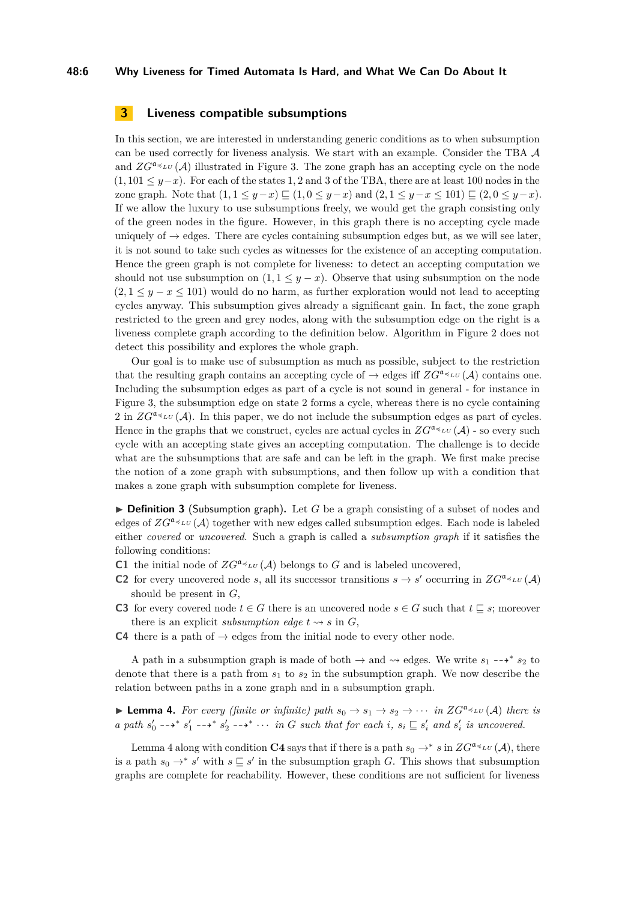## 3 Liveness compatible subsumptions

In this section, we are interested in understanding generic conditions as to when subsumption can be used correctly for liveness analysis. We start with an example. Consider the TBA $\mathcal{A}$ and $ZG^{\mathfrak{a}_{\preccurlyeq LU}}(\mathcal{A})$ illustrated in Figure 3. The zone graph has an accepting cycle on the node $(1, 101 \leq y - x)$. For each of the states 1, 2 and 3 of the TBA, there are at least 100 nodes in the zone graph. Note that $(1, 1 \leq y - x) \sqsubseteq (1, 0 \leq y - x)$ and $(2, 1 \leq y - x \leq 101) \sqsubseteq (2, 0 \leq y - x)$. If we allow the luxury to use subsumptions freely, we would get the graph consisting only of the green nodes in the figure. However, in this graph there is no accepting cycle made uniquely of $\rightarrow$ edges. There are cycles containing subsumption edges but, as we will see later, it is not sound to take such cycles as witnesses for the existence of an accepting computation. Hence the green graph is not complete for liveness: to detect an accepting computation we should not use subsumption on $(1, 1 \leq y - x)$. Observe that using subsumption on the node $(2, 1 \leq y - x \leq 101)$ would do no harm, as further exploration would not lead to accepting cycles anyway. This subsumption gives already a significant gain. In fact, the zone graph restricted to the green and grey nodes, along with the subsumption edge on the right is a liveness complete graph according to the definition below. Algorithm in Figure 2 does not detect this possibility and explores the whole graph.

Our goal is to make use of subsumption as much as possible, subject to the restriction that the resulting graph contains an accepting cycle of $\rightarrow$ edges iff $ZG^{\mathfrak{a}_{\preccurlyeq LU}}(\mathcal{A})$ contains one. Including the subsumption edges as part of a cycle is not sound in general - for instance in Figure 3, the subsumption edge on state 2 forms a cycle, whereas there is no cycle containing 2 in $ZG^{\mathfrak{a}_{\preccurlyeq LU}}(\mathcal{A})$. In this paper, we do not include the subsumption edges as part of cycles. Hence in the graphs that we construct, cycles are actual cycles in $ZG^{\mathfrak{a}_{\preccurlyeq LU}}(\mathcal{A})$ - so every such cycle with an accepting state gives an accepting computation. The challenge is to decide what are the subsumptions that are safe and can be left in the graph. We first make precise the notion of a zone graph with subsumptions, and then follow up with a condition that makes a zone graph with subsumption complete for liveness.

▶ **Definition 3** (Subsumption graph). Let $G$ be a graph consisting of a subset of nodes and edges of $ZG^{\mathfrak{a}_{\preccurlyeq LU}}(\mathcal{A})$ together with new edges called subsumption edges. Each node is labeled either *covered* or *uncovered*. Such a graph is called a *subsumption graph* if it satisfies the following conditions:

**C1** the initial node of $ZG^{\mathfrak{a}_{\preccurlyeq LU}}(\mathcal{A})$ belongs to $G$ and is labeled uncovered,

**C2** for every uncovered node $s$, all its successor transitions $s \rightarrow s'$ occurring in $ZG^{\mathfrak{a}_{\preccurlyeq LU}}(\mathcal{A})$ should be present in $G$,

**C3** for every covered node $t \in G$ there is an uncovered node $s \in G$ such that $t \sqsubseteq s$; moreover there is an explicit *subsumption edge* $t \rightsquigarrow s$ in $G$,

**C4** there is a path of $\rightarrow$ edges from the initial node to every other node.

A path in a subsumption graph is made of both $\rightarrow$ and $\rightsquigarrow$ edges. We write $s_1 \dashrightarrow^* s_2$ to denote that there is a path from $s_1$ to $s_2$ in the subsumption graph. We now describe the relation between paths in a zone graph and in a subsumption graph.

▶ **Lemma 4.** *For every (finite or infinite) path $s_0 \rightarrow s_1 \rightarrow s_2 \rightarrow \cdots$ in $ZG^{\mathfrak{a}_{\preccurlyeq LU}}(\mathcal{A})$ there is a path $s'_0 \dashrightarrow^* s'_1 \dashrightarrow^* s'_2 \dashrightarrow^* \cdots$ in $G$ such that for each $i$, $s_i \sqsubseteq s'_i$ and $s'_i$ is uncovered.*

Lemma 4 along with condition **C4** says that if there is a path $s_0 \rightarrow^* s$ in $ZG^{\mathfrak{a}_{\preccurlyeq LU}}(\mathcal{A})$, there is a path $s_0 \rightarrow^* s'$ with $s \sqsubseteq s'$ in the subsumption graph $G$. This shows that subsumption graphs are complete for reachability. However, these conditions are not sufficient for liveness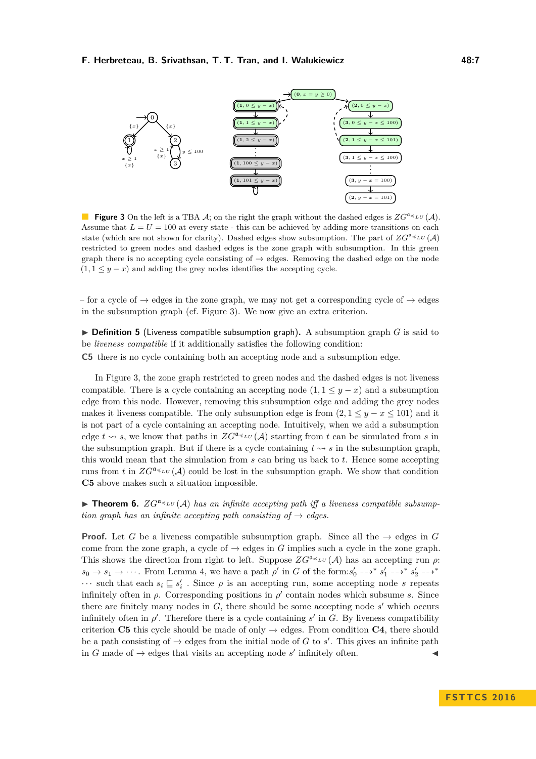**Figure 3** On the left is a TBA $\mathcal{A}$; on the right the graph without the dashed edges is $ZG^{\mathfrak{a}_{\preccurlyeq LU}}(\mathcal{A})$. Assume that $L = U = 100$ at every state - this can be achieved by adding more transitions on each state (which are not shown for clarity). Dashed edges show subsumption. The part of $ZG^{\mathfrak{a}_{\preccurlyeq LU}}(\mathcal{A})$ restricted to green nodes and dashed edges is the zone graph with subsumption. In this green graph there is no accepting cycle consisting of $\rightarrow$ edges. Removing the dashed edge on the node $(1, 1 \leq y - x)$ and adding the grey nodes identifies the accepting cycle.

– for a cycle of $\rightarrow$ edges in the zone graph, we may not get a corresponding cycle of $\rightarrow$ edges in the subsumption graph (cf. Figure 3). We now give an extra criterion.

▶ **Definition 5** (Liveness compatible subsumption graph). A subsumption graph $G$ is said to be *liveness compatible* if it additionally satisfies the following condition:

**C5** there is no cycle containing both an accepting node and a subsumption edge.

In Figure 3, the zone graph restricted to green nodes and the dashed edges is not liveness compatible. There is a cycle containing an accepting node $(1, 1 \leq y - x)$ and a subsumption edge from this node. However, removing this subsumption edge and adding the grey nodes makes it liveness compatible. The only subsumption edge is from $(2, 1 \leq y - x \leq 101)$ and it is not part of a cycle containing an accepting node. Intuitively, when we add a subsumption edge $t \rightsquigarrow s$, we know that paths in $ZG^{\mathfrak{a}_{\preccurlyeq LU}}(\mathcal{A})$ starting from $t$ can be simulated from $s$ in the subsumption graph. But if there is a cycle containing $t \rightsquigarrow s$ in the subsumption graph, this would mean that the simulation from $s$ can bring us back to $t$. Hence some accepting runs from $t$ in $ZG^{\mathfrak{a}_{\preccurlyeq LU}}(\mathcal{A})$ could be lost in the subsumption graph. We show that condition **C5** above makes such a situation impossible.

▶ **Theorem 6.** *$ZG^{\mathfrak{a}_{\preccurlyeq LU}}(\mathcal{A})$ has an infinite accepting path iff a liveness compatible subsumption graph has an infinite accepting path consisting of $\rightarrow$ edges.*

**Proof.** Let $G$ be a liveness compatible subsumption graph. Since all the $\rightarrow$ edges in $G$ come from the zone graph, a cycle of $\rightarrow$ edges in $G$ implies such a cycle in the zone graph. This shows the direction from right to left. Suppose $ZG^{\mathfrak{a}_{\preccurlyeq LU}}(\mathcal{A})$ has an accepting run $\rho$: $s_0 \rightarrow s_1 \rightarrow \cdots$. From Lemma 4, we have a path $\rho'$ in $G$ of the form:$s'_0 \dashrightarrow^* s'_1 \dashrightarrow^* s'_2 \dashrightarrow^* \cdots$ such that each $s_i \sqsubseteq s'_i$ . Since $\rho$ is an accepting run, some accepting node $s$ repeats infinitely often in $\rho$. Corresponding positions in $\rho'$ contain nodes which subsume $s$. Since there are finitely many nodes in $G$, there should be some accepting node $s'$ which occurs infinitely often in $\rho'$. Therefore there is a cycle containing $s'$ in $G$. By liveness compatibility criterion **C5** this cycle should be made of only $\rightarrow$ edges. From condition **C4**, there should be a path consisting of $\rightarrow$ edges from the initial node of $G$ to $s'$. This gives an infinite path in $G$ made of $\rightarrow$ edges that visits an accepting node $s'$ infinitely often. ◀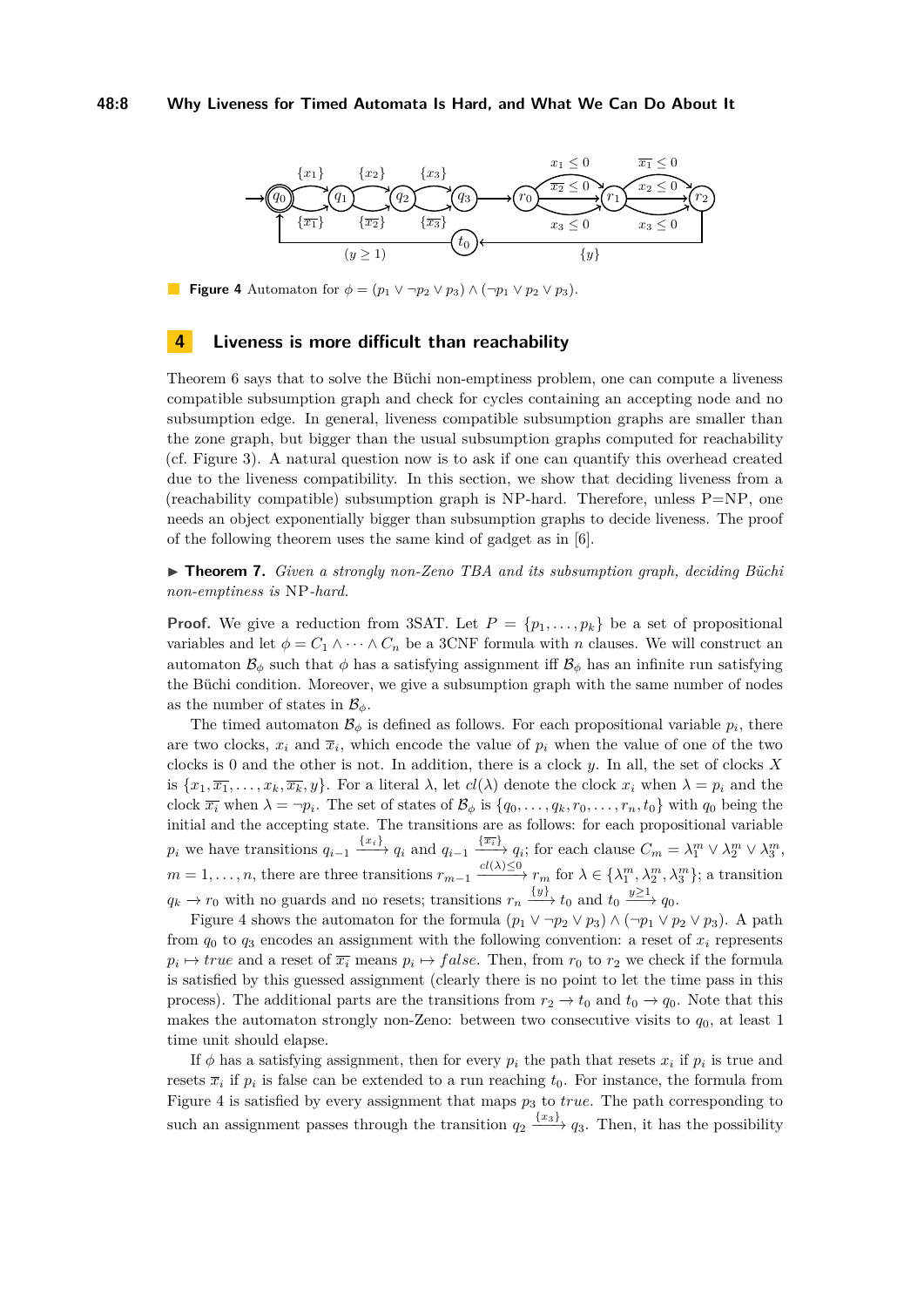**Figure 4** Automaton for $\phi = (p_1 \vee \neg p_2 \vee p_3) \wedge (\neg p_1 \vee p_2 \vee p_3)$.

## 4 Liveness is more difficult than reachability

Theorem 6 says that to solve the Büchi non-emptiness problem, one can compute a liveness compatible subsumption graph and check for cycles containing an accepting node and no subsumption edge. In general, liveness compatible subsumption graphs are smaller than the zone graph, but bigger than the usual subsumption graphs computed for reachability (cf. Figure 3). A natural question now is to ask if one can quantify this overhead created due to the liveness compatibility. In this section, we show that deciding liveness from a (reachability compatible) subsumption graph is NP-hard. Therefore, unless P=NP, one needs an object exponentially bigger than subsumption graphs to decide liveness. The proof of the following theorem uses the same kind of gadget as in [6].

▶ **Theorem 7.** *Given a strongly non-Zeno TBA and its subsumption graph, deciding Büchi non-emptiness is* NP*-hard.*

**Proof.** We give a reduction from 3SAT. Let $P = \{p_1, \dots, p_k\}$ be a set of propositional variables and let $\phi = C_1 \wedge \cdots \wedge C_n$ be a 3CNF formula with $n$ clauses. We will construct an automaton $\mathcal{B}_\phi$ such that $\phi$ has a satisfying assignment iff $\mathcal{B}_\phi$ has an infinite run satisfying the Büchi condition. Moreover, we give a subsumption graph with the same number of nodes as the number of states in $\mathcal{B}_\phi$.

The timed automaton $\mathcal{B}_\phi$ is defined as follows. For each propositional variable $p_i$, there are two clocks, $x_i$ and $\overline{x_i}$, which encode the value of $p_i$ when the value of one of the two clocks is 0 and the other is not. In addition, there is a clock $y$. In all, the set of clocks $X$ is $\{x_1, \overline{x_1}, \dots, x_k, \overline{x_k}, y\}$. For a literal $\lambda$, let $cl(\lambda)$ denote the clock $x_i$ when $\lambda = p_i$ and the clock $\overline{x_i}$ when $\lambda = \neg p_i$. The set of states of $\mathcal{B}_\phi$ is $\{q_0, \dots, q_k, r_0, \dots, r_n, t_0\}$ with $q_0$ being the initial and the accepting state. The transitions are as follows: for each propositional variable $p_i$ we have transitions $q_{i-1} \xrightarrow{\{x_i\}} q_i$ and $q_{i-1} \xrightarrow{\{\overline{x_i}\}} q_i$; for each clause $C_m = \lambda_1^m \vee \lambda_2^m \vee \lambda_3^m$, $m = 1, \dots, n$, there are three transitions $r_{m-1} \xrightarrow{cl(\lambda) \leq 0} r_m$ for $\lambda \in \{\lambda_1^m, \lambda_2^m, \lambda_3^m\}$; a transition $q_k \to r_0$ with no guards and no resets; transitions $r_n \xrightarrow{\{y\}} t_0$ and $t_0 \xrightarrow{y \geq 1} q_0$.

Figure 4 shows the automaton for the formula $(p_1 \vee \neg p_2 \vee p_3) \wedge (\neg p_1 \vee p_2 \vee p_3)$. A path from $q_0$ to $q_3$ encodes an assignment with the following convention: a reset of $x_i$ represents $p_i \mapsto true$ and a reset of $\overline{x_i}$ means $p_i \mapsto false$. Then, from $r_0$ to $r_2$ we check if the formula is satisfied by this guessed assignment (clearly there is no point to let the time pass in this process). The additional parts are the transitions from $r_2 \to t_0$ and $t_0 \to q_0$. Note that this makes the automaton strongly non-Zeno: between two consecutive visits to $q_0$, at least 1 time unit should elapse.

If $\phi$ has a satisfying assignment, then for every $p_i$ the path that resets $x_i$ if $p_i$ is true and resets $\overline{x}_i$ if $p_i$ is false can be extended to a run reaching $t_0$. For instance, the formula from Figure 4 is satisfied by every assignment that maps $p_3$ to *true*. The path corresponding to such an assignment passes through the transition $q_2 \xrightarrow{\{x_3\}} q_3$. Then, it has the possibility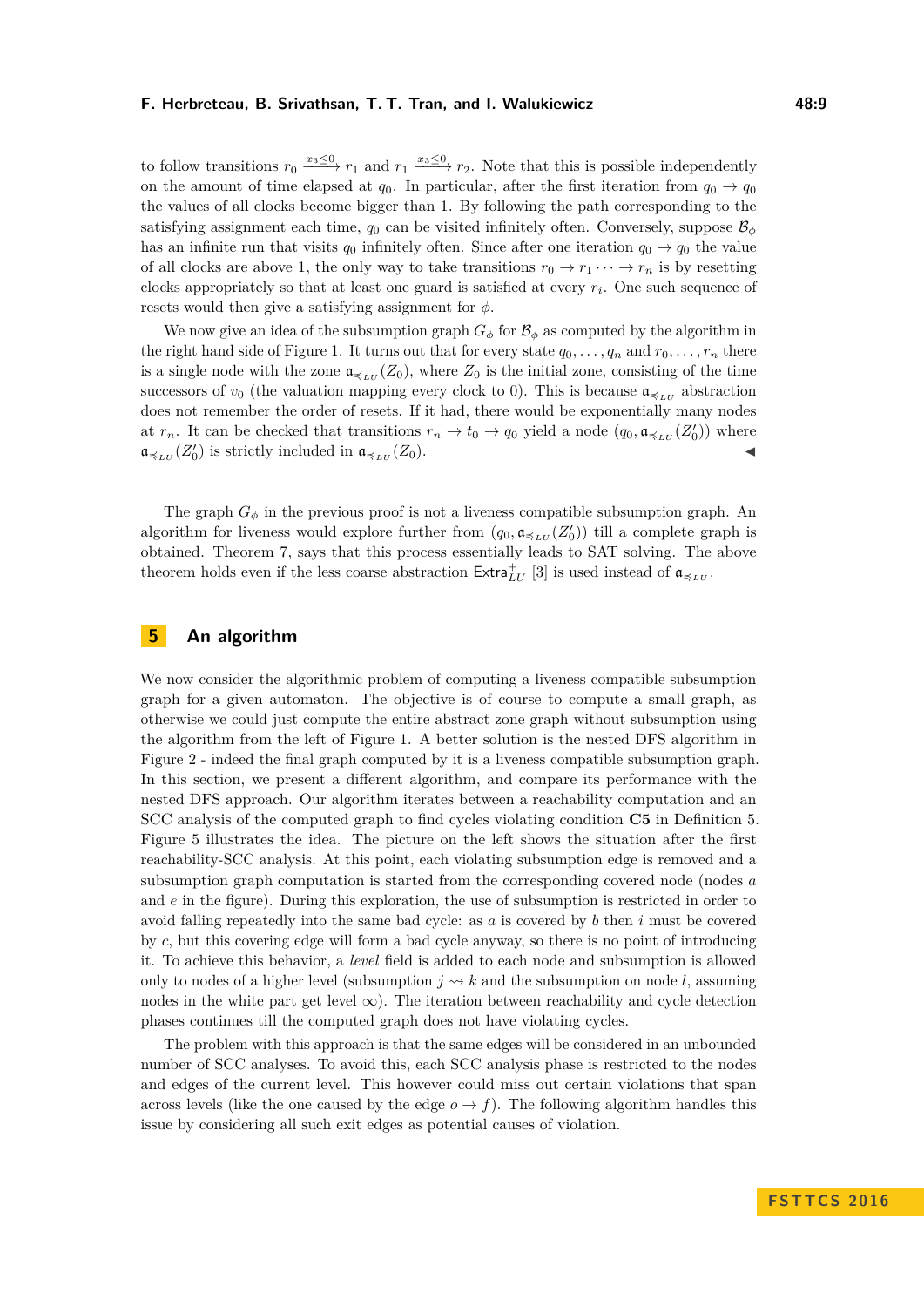to follow transitions $r_0 \xrightarrow{x_3 \leq 0} r_1$ and $r_1 \xrightarrow{x_3 \leq 0} r_2$. Note that this is possible independently on the amount of time elapsed at $q_0$. In particular, after the first iteration from $q_0 \to q_0$ the values of all clocks become bigger than 1. By following the path corresponding to the satisfying assignment each time, $q_0$ can be visited infinitely often. Conversely, suppose $\mathcal{B}_\phi$ has an infinite run that visits $q_0$ infinitely often. Since after one iteration $q_0 \to q_0$ the value of all clocks are above 1, the only way to take transitions $r_0 \to r_1 \cdots \to r_n$ is by resetting clocks appropriately so that at least one guard is satisfied at every $r_i$. One such sequence of resets would then give a satisfying assignment for $\phi$.

We now give an idea of the subsumption graph $G_\phi$ for $\mathcal{B}_\phi$ as computed by the algorithm in the right hand side of Figure 1. It turns out that for every state $q_0, \ldots, q_n$ and $r_0, \ldots, r_n$ there is a single node with the zone $\mathfrak{a}_{\preccurlyeq_{LU}}(Z_0)$, where $Z_0$ is the initial zone, consisting of the time successors of $v_0$ (the valuation mapping every clock to 0). This is because $\mathfrak{a}_{\preccurlyeq_{LU}}$ abstraction does not remember the order of resets. If it had, there would be exponentially many nodes at $r_n$. It can be checked that transitions $r_n \to t_0 \to q_0$ yield a node $(q_0, \mathfrak{a}_{\preccurlyeq_{LU}}(Z_0'))$ where $\mathfrak{a}_{\preccurlyeq_{LU}}(Z_0')$ is strictly included in $\mathfrak{a}_{\preccurlyeq_{LU}}(Z_0)$. ◀

The graph $G_\phi$ in the previous proof is not a liveness compatible subsumption graph. An algorithm for liveness would explore further from $(q_0, \mathfrak{a}_{\preccurlyeq_{LU}}(Z_0'))$ till a complete graph is obtained. Theorem 7, says that this process essentially leads to SAT solving. The above theorem holds even if the less coarse abstraction $\mathsf{Extra}^+_{LU}$ [3] is used instead of $\mathfrak{a}_{\preccurlyeq_{LU}}$.

## 5 An algorithm

We now consider the algorithmic problem of computing a liveness compatible subsumption graph for a given automaton. The objective is of course to compute a small graph, as otherwise we could just compute the entire abstract zone graph without subsumption using the algorithm from the left of Figure 1. A better solution is the nested DFS algorithm in Figure 2 - indeed the final graph computed by it is a liveness compatible subsumption graph. In this section, we present a different algorithm, and compare its performance with the nested DFS approach. Our algorithm iterates between a reachability computation and an SCC analysis of the computed graph to find cycles violating condition **C5** in Definition 5. Figure 5 illustrates the idea. The picture on the left shows the situation after the first reachability-SCC analysis. At this point, each violating subsumption edge is removed and a subsumption graph computation is started from the corresponding covered node (nodes $a$ and $e$ in the figure). During this exploration, the use of subsumption is restricted in order to avoid falling repeatedly into the same bad cycle: as $a$ is covered by $b$ then $i$ must be covered by $c$, but this covering edge will form a bad cycle anyway, so there is no point of introducing it. To achieve this behavior, a *level* field is added to each node and subsumption is allowed only to nodes of a higher level (subsumption $j \rightsquigarrow k$ and the subsumption on node $l$, assuming nodes in the white part get level $\infty$). The iteration between reachability and cycle detection phases continues till the computed graph does not have violating cycles.

The problem with this approach is that the same edges will be considered in an unbounded number of SCC analyses. To avoid this, each SCC analysis phase is restricted to the nodes and edges of the current level. This however could miss out certain violations that span across levels (like the one caused by the edge $o \to f$). The following algorithm handles this issue by considering all such exit edges as potential causes of violation.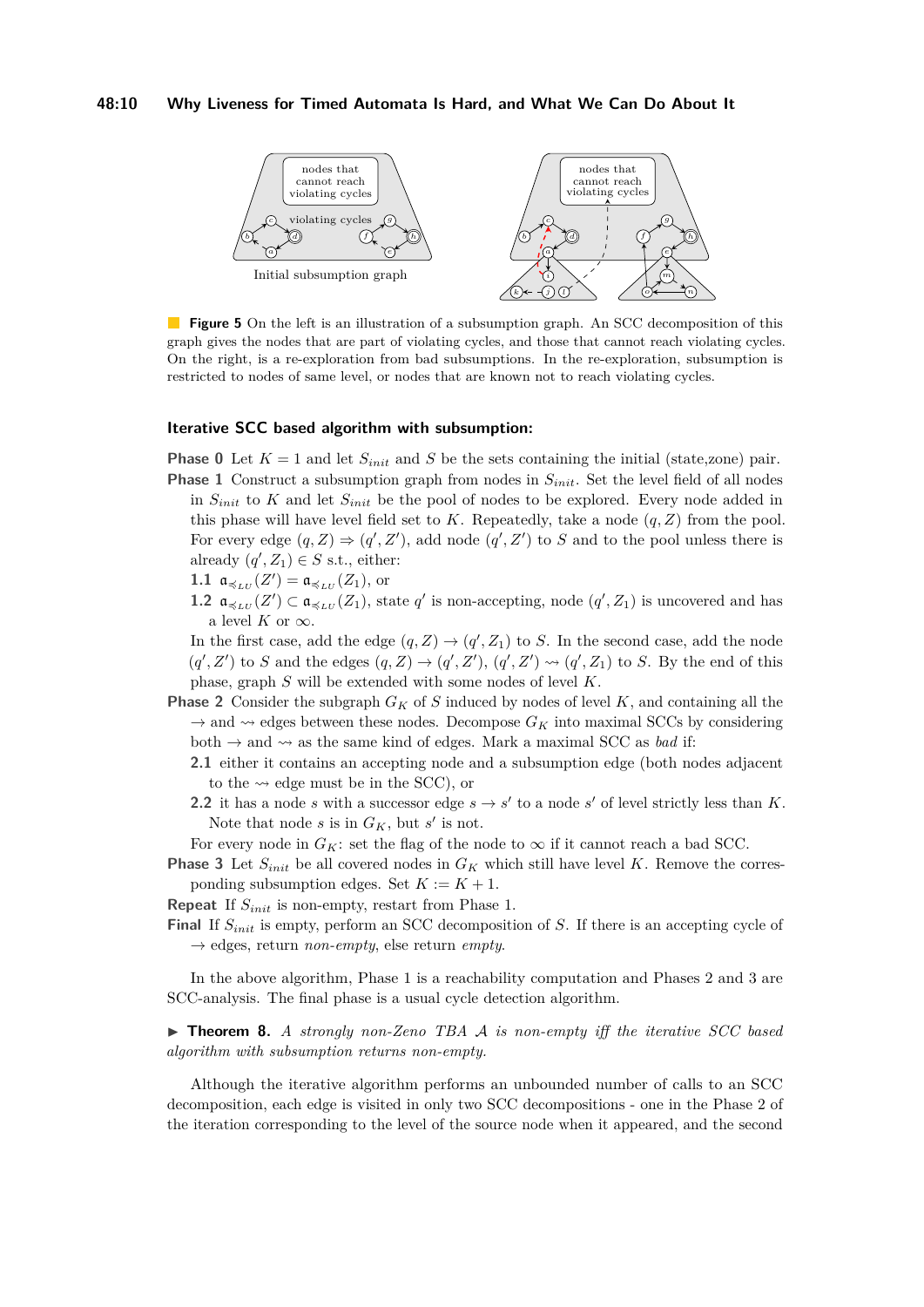**Figure 5** On the left is an illustration of a subsumption graph. An SCC decomposition of this graph gives the nodes that are part of violating cycles, and those that cannot reach violating cycles. On the right, is a re-exploration from bad subsumptions. In the re-exploration, subsumption is restricted to nodes of same level, or nodes that are known not to reach violating cycles.

### Iterative SCC based algorithm with subsumption:

**Phase 0** Let $K = 1$ and let $S_{init}$ and $S$ be the sets containing the initial (state,zone) pair.

**Phase 1** Construct a subsumption graph from nodes in $S_{init}$. Set the level field of all nodes in $S_{init}$ to $K$ and let $S_{init}$ be the pool of nodes to be explored. Every node added in this phase will have level field set to $K$. Repeatedly, take a node $(q, Z)$ from the pool. For every edge $(q, Z) \Rightarrow (q', Z')$, add node $(q', Z')$ to $S$ and to the pool unless there is already $(q', Z_1) \in S$ s.t., either:

- **1.1** $\mathfrak{a}_{\preccurlyeq_{LU}}(Z') = \mathfrak{a}_{\preccurlyeq_{LU}}(Z_1)$, or
- **1.2** $\mathfrak{a}_{\preccurlyeq_{LU}}(Z') \subset \mathfrak{a}_{\preccurlyeq_{LU}}(Z_1)$, state $q'$ is non-accepting, node $(q', Z_1)$ is uncovered and has a level $K$ or $\infty$.

In the first case, add the edge $(q, Z) \to (q', Z_1)$ to $S$. In the second case, add the node $(q', Z')$ to $S$ and the edges $(q, Z) \to (q', Z')$, $(q', Z') \rightsquigarrow (q', Z_1)$ to $S$. By the end of this phase, graph $S$ will be extended with some nodes of level $K$.

**Phase 2** Consider the subgraph $G_K$ of $S$ induced by nodes of level $K$, and containing all the $\to$ and $\rightsquigarrow$ edges between these nodes. Decompose $G_K$ into maximal SCCs by considering both $\to$ and $\rightsquigarrow$ as the same kind of edges. Mark a maximal SCC as *bad* if:

- **2.1** either it contains an accepting node and a subsumption edge (both nodes adjacent to the $\rightsquigarrow$ edge must be in the SCC), or
- **2.2** it has a node $s$ with a successor edge $s \to s'$ to a node $s'$ of level strictly less than $K$. Note that node $s$ is in $G_K$, but $s'$ is not.

For every node in $G_K$: set the flag of the node to $\infty$ if it cannot reach a bad SCC.

**Phase 3** Let $S_{init}$ be all covered nodes in $G_K$ which still have level $K$. Remove the corresponding subsumption edges. Set $K := K + 1$.

**Repeat** If $S_{init}$ is non-empty, restart from Phase 1.

**Final** If $S_{init}$ is empty, perform an SCC decomposition of $S$. If there is an accepting cycle of $\to$ edges, return *non-empty*, else return *empty*.

In the above algorithm, Phase 1 is a reachability computation and Phases 2 and 3 are SCC-analysis. The final phase is a usual cycle detection algorithm.

▶ **Theorem 8.** *A strongly non-Zeno TBA $\mathcal{A}$ is non-empty iff the iterative SCC based algorithm with subsumption returns non-empty.*

Although the iterative algorithm performs an unbounded number of calls to an SCC decomposition, each edge is visited in only two SCC decompositions - one in the Phase 2 of the iteration corresponding to the level of the source node when it appeared, and the second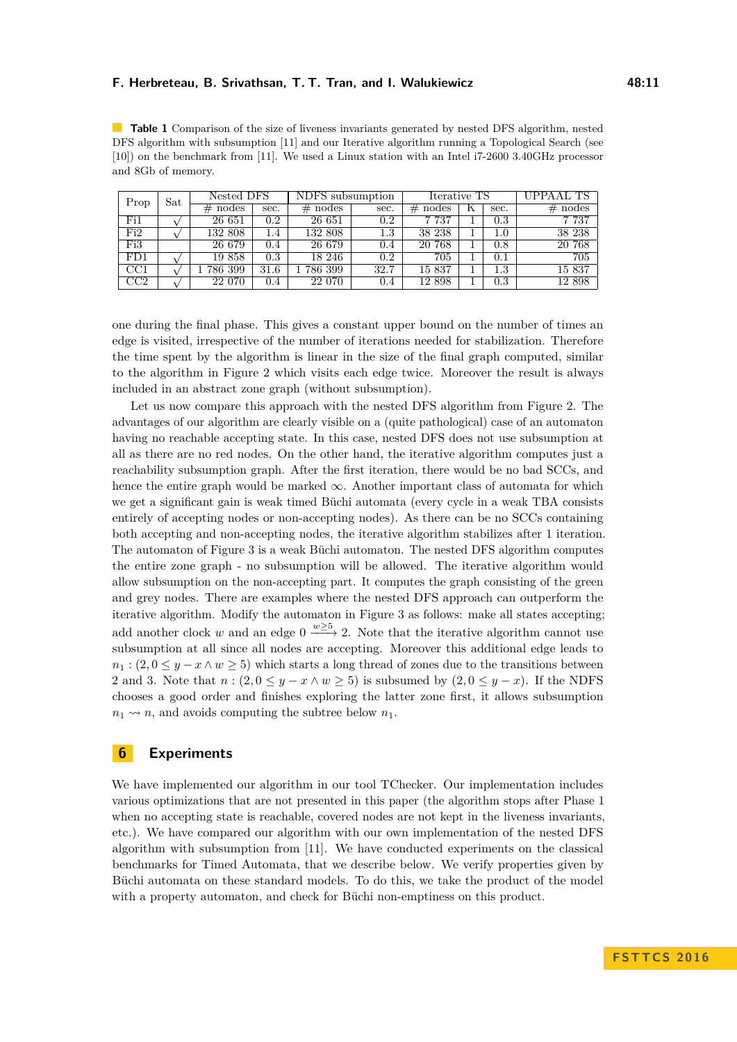**Table 1** Comparison of the size of liveness invariants generated by nested DFS algorithm, nested DFS algorithm with subsumption [11] and our Iterative algorithm running a Topological Search (see [10]) on the benchmark from [11]. We used a Linux station with an Intel i7-2600 3.40GHz processor and 8Gb of memory.

| Prop | Sat | Nested DFS | | NDFS subsumption | | Iterative TS | | | UPPAAL TS |
|---|---|---|---|---|---|---|---|---|---|
| | | # nodes | sec. | # nodes | sec. | # nodes | K | sec. | # nodes |
| Fi1 | √ | 26 651 | 0.2 | 26 651 | 0.2 | 7 737 | 1 | 0.3 | 7 737 |
| Fi2 | √ | 132 808 | 1.4 | 132 808 | 1.3 | 38 238 | 1 | 1.0 | 38 238 |
| Fi3 | | 26 679 | 0.4 | 26 679 | 0.4 | 20 768 | 1 | 0.8 | 20 768 |
| FD1 | √ | 19 858 | 0.3 | 18 246 | 0.2 | 705 | 1 | 0.1 | 705 |
| CC1 | √ | 1 786 399 | 31.6 | 1 786 399 | 32.7 | 15 837 | 1 | 1.3 | 15 837 |
| CC2 | √ | 22 070 | 0.4 | 22 070 | 0.4 | 12 898 | 1 | 0.3 | 12 898 |

one during the final phase. This gives a constant upper bound on the number of times an edge is visited, irrespective of the number of iterations needed for stabilization. Therefore the time spent by the algorithm is linear in the size of the final graph computed, similar to the algorithm in Figure 2 which visits each edge twice. Moreover the result is always included in an abstract zone graph (without subsumption).

Let us now compare this approach with the nested DFS algorithm from Figure 2. The advantages of our algorithm are clearly visible on a (quite pathological) case of an automaton having no reachable accepting state. In this case, nested DFS does not use subsumption at all as there are no red nodes. On the other hand, the iterative algorithm computes just a reachability subsumption graph. After the first iteration, there would be no bad SCCs, and hence the entire graph would be marked $\infty$. Another important class of automata for which we get a significant gain is weak timed Büchi automata (every cycle in a weak TBA consists entirely of accepting nodes or non-accepting nodes). As there can be no SCCs containing both accepting and non-accepting nodes, the iterative algorithm stabilizes after 1 iteration. The automaton of Figure 3 is a weak Büchi automaton. The nested DFS algorithm computes the entire zone graph - no subsumption will be allowed. The iterative algorithm would allow subsumption on the non-accepting part. It computes the graph consisting of the green and grey nodes. There are examples where the nested DFS approach can outperform the iterative algorithm. Modify the automaton in Figure 3 as follows: make all states accepting; add another clock $w$ and an edge $0 \xrightarrow{w \geq 5} 2$. Note that the iterative algorithm cannot use subsumption at all since all nodes are accepting. Moreover this additional edge leads to $n_1 : (2, 0 \leq y - x \wedge w \geq 5)$ which starts a long thread of zones due to the transitions between 2 and 3. Note that $n : (2, 0 \leq y - x \wedge w \geq 5)$ is subsumed by $(2, 0 \leq y - x)$. If the NDFS chooses a good order and finishes exploring the latter zone first, it allows subsumption $n_1 \rightsquigarrow n$, and avoids computing the subtree below $n_1$.

## 6 Experiments

We have implemented our algorithm in our tool TChecker. Our implementation includes various optimizations that are not presented in this paper (the algorithm stops after Phase 1 when no accepting state is reachable, covered nodes are not kept in the liveness invariants, etc.). We have compared our algorithm with our own implementation of the nested DFS algorithm with subsumption from [11]. We have conducted experiments on the classical benchmarks for Timed Automata, that we describe below. We verify properties given by Büchi automata on these standard models. To do this, we take the product of the model with a property automaton, and check for Büchi non-emptiness on this product.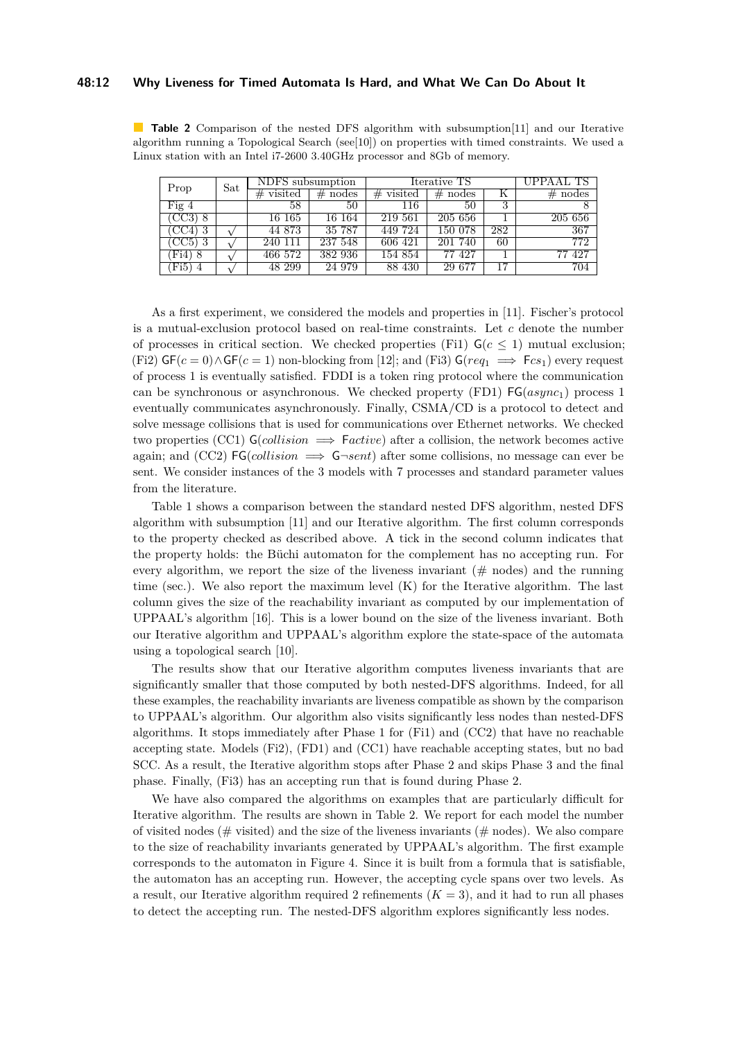**Table 2** Comparison of the nested DFS algorithm with subsumption[11] and our Iterative algorithm running a Topological Search (see[10]) on properties with timed constraints. We used a Linux station with an Intel i7-2600 3.40GHz processor and 8Gb of memory.

| Prop | Sat | NDFS subsumption | | Iterative TS | | | UPPAAL TS |
|---|---|---|---|---|---|---|---|
| | | # visited | # nodes | # visited | # nodes | K | # nodes |
| Fig 4 | | 58 | 50 | 116 | 50 | 3 | 8 |
| (CC3) 8 | | 16 165 | 16 164 | 219 561 | 205 656 | 1 | 205 656 |
| (CC4) 3 | √ | 44 873 | 35 787 | 449 724 | 150 078 | 282 | 367 |
| (CC5) 3 | √ | 240 111 | 237 548 | 606 421 | 201 740 | 60 | 772 |
| (Fi4) 8 | √ | 466 572 | 382 936 | 154 854 | 77 427 | 1 | 77 427 |
| (Fi5) 4 | √ | 48 299 | 24 979 | 88 430 | 29 677 | 17 | 704 |

As a first experiment, we considered the models and properties in [11]. Fischer's protocol is a mutual-exclusion protocol based on real-time constraints. Let $c$ denote the number of processes in critical section. We checked properties (Fi1) $\mathsf{G}(c \leq 1)$ mutual exclusion; (Fi2) $\mathsf{GF}(c = 0) \wedge \mathsf{GF}(c = 1)$ non-blocking from [12]; and (Fi3) $\mathsf{G}(req_1 \implies \mathsf{F}cs_1)$ every request of process 1 is eventually satisfied. FDDI is a token ring protocol where the communication can be synchronous or asynchronous. We checked property (FD1) $\mathsf{FG}(async_1)$ process 1 eventually communicates asynchronously. Finally, CSMA/CD is a protocol to detect and solve message collisions that is used for communications over Ethernet networks. We checked two properties (CC1) $\mathsf{G}(collision \implies \mathsf{F}active)$ after a collision, the network becomes active again; and (CC2) $\mathsf{FG}(collision \implies \mathsf{G}\neg sent)$ after some collisions, no message can ever be sent. We consider instances of the 3 models with 7 processes and standard parameter values from the literature.

Table 1 shows a comparison between the standard nested DFS algorithm, nested DFS algorithm with subsumption [11] and our Iterative algorithm. The first column corresponds to the property checked as described above. A tick in the second column indicates that the property holds: the Büchi automaton for the complement has no accepting run. For every algorithm, we report the size of the liveness invariant (# nodes) and the running time (sec.). We also report the maximum level (K) for the Iterative algorithm. The last column gives the size of the reachability invariant as computed by our implementation of UPPAAL's algorithm [16]. This is a lower bound on the size of the liveness invariant. Both our Iterative algorithm and UPPAAL's algorithm explore the state-space of the automata using a topological search [10].

The results show that our Iterative algorithm computes liveness invariants that are significantly smaller that those computed by both nested-DFS algorithms. Indeed, for all these examples, the reachability invariants are liveness compatible as shown by the comparison to UPPAAL's algorithm. Our algorithm also visits significantly less nodes than nested-DFS algorithms. It stops immediately after Phase 1 for (Fi1) and (CC2) that have no reachable accepting state. Models (Fi2), (FD1) and (CC1) have reachable accepting states, but no bad SCC. As a result, the Iterative algorithm stops after Phase 2 and skips Phase 3 and the final phase. Finally, (Fi3) has an accepting run that is found during Phase 2.

We have also compared the algorithms on examples that are particularly difficult for Iterative algorithm. The results are shown in Table 2. We report for each model the number of visited nodes (# visited) and the size of the liveness invariants (# nodes). We also compare to the size of reachability invariants generated by UPPAAL's algorithm. The first example corresponds to the automaton in Figure 4. Since it is built from a formula that is satisfiable, the automaton has an accepting run. However, the accepting cycle spans over two levels. As a result, our Iterative algorithm required 2 refinements ($K = 3$), and it had to run all phases to detect the accepting run. The nested-DFS algorithm explores significantly less nodes.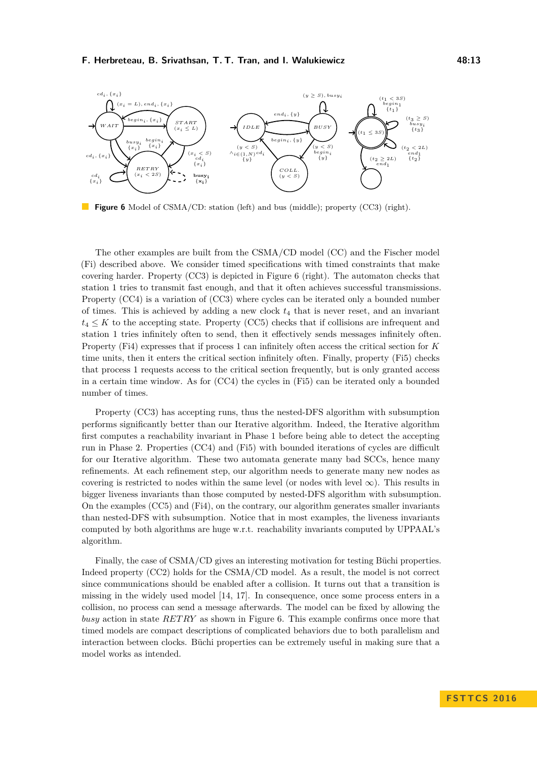**Figure 6** Model of CSMA/CD: station (left) and bus (middle); property (CC3) (right).

The other examples are built from the CSMA/CD model (CC) and the Fischer model (Fi) described above. We consider timed specifications with timed constraints that make covering harder. Property (CC3) is depicted in Figure 6 (right). The automaton checks that station 1 tries to transmit fast enough, and that it often achieves successful transmissions. Property (CC4) is a variation of (CC3) where cycles can be iterated only a bounded number of times. This is achieved by adding a new clock $t_4$ that is never reset, and an invariant $t_4 \leq K$ to the accepting state. Property (CC5) checks that if collisions are infrequent and station 1 tries infinitely often to send, then it effectively sends messages infinitely often. Property (Fi4) expresses that if process 1 can infinitely often access the critical section for $K$ time units, then it enters the critical section infinitely often. Finally, property (Fi5) checks that process 1 requests access to the critical section frequently, but is only granted access in a certain time window. As for (CC4) the cycles in (Fi5) can be iterated only a bounded number of times.

Property (CC3) has accepting runs, thus the nested-DFS algorithm with subsumption performs significantly better than our Iterative algorithm. Indeed, the Iterative algorithm first computes a reachability invariant in Phase 1 before being able to detect the accepting run in Phase 2. Properties (CC4) and (Fi5) with bounded iterations of cycles are difficult for our Iterative algorithm. These two automata generate many bad SCCs, hence many refinements. At each refinement step, our algorithm needs to generate many new nodes as covering is restricted to nodes within the same level (or nodes with level $\infty$). This results in bigger liveness invariants than those computed by nested-DFS algorithm with subsumption. On the examples (CC5) and (Fi4), on the contrary, our algorithm generates smaller invariants than nested-DFS with subsumption. Notice that in most examples, the liveness invariants computed by both algorithms are huge w.r.t. reachability invariants computed by UPPAAL's algorithm.

Finally, the case of CSMA/CD gives an interesting motivation for testing Büchi properties. Indeed property (CC2) holds for the CSMA/CD model. As a result, the model is not correct since communications should be enabled after a collision. It turns out that a transition is missing in the widely used model [14, 17]. In consequence, once some process enters in a collision, no process can send a message afterwards. The model can be fixed by allowing the *busy* action in state *RETRY* as shown in Figure 6. This example confirms once more that timed models are compact descriptions of complicated behaviors due to both parallelism and interaction between clocks. Büchi properties can be extremely useful in making sure that a model works as intended.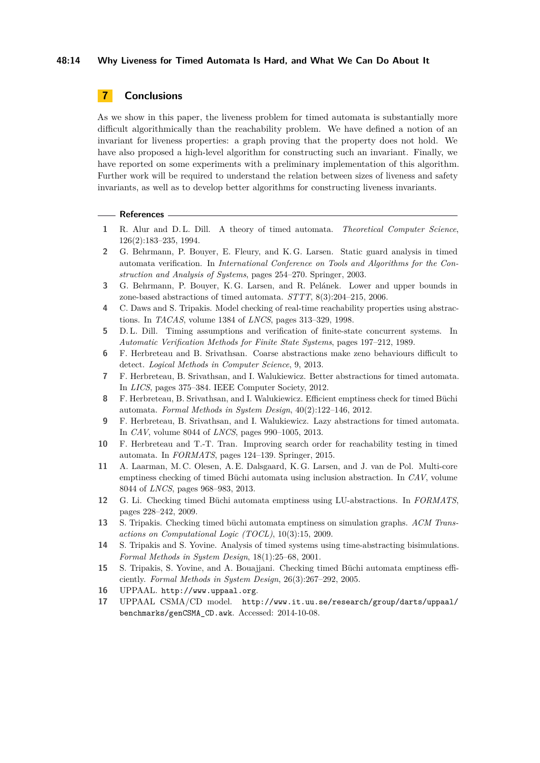## 7 Conclusions

As we show in this paper, the liveness problem for timed automata is substantially more difficult algorithmically than the reachability problem. We have defined a notion of an invariant for liveness properties: a graph proving that the property does not hold. We have also proposed a high-level algorithm for constructing such an invariant. Finally, we have reported on some experiments with a preliminary implementation of this algorithm. Further work will be required to understand the relation between sizes of liveness and safety invariants, as well as to develop better algorithms for constructing liveness invariants.

### References

1. R. Alur and D. L. Dill. A theory of timed automata. *Theoretical Computer Science*, 126(2):183–235, 1994.
2. G. Behrmann, P. Bouyer, E. Fleury, and K. G. Larsen. Static guard analysis in timed automata verification. In *International Conference on Tools and Algorithms for the Construction and Analysis of Systems*, pages 254–270. Springer, 2003.
3. G. Behrmann, P. Bouyer, K. G. Larsen, and R. Pelánek. Lower and upper bounds in zone-based abstractions of timed automata. *STTT*, 8(3):204–215, 2006.
4. C. Daws and S. Tripakis. Model checking of real-time reachability properties using abstractions. In *TACAS*, volume 1384 of *LNCS*, pages 313–329, 1998.
5. D. L. Dill. Timing assumptions and verification of finite-state concurrent systems. In *Automatic Verification Methods for Finite State Systems*, pages 197–212, 1989.
6. F. Herbreteau and B. Srivathsan. Coarse abstractions make zeno behaviours difficult to detect. *Logical Methods in Computer Science*, 9, 2013.
7. F. Herbreteau, B. Srivathsan, and I. Walukiewicz. Better abstractions for timed automata. In *LICS*, pages 375–384. IEEE Computer Society, 2012.
8. F. Herbreteau, B. Srivathsan, and I. Walukiewicz. Efficient emptiness check for timed Büchi automata. *Formal Methods in System Design*, 40(2):122–146, 2012.
9. F. Herbreteau, B. Srivathsan, and I. Walukiewicz. Lazy abstractions for timed automata. In *CAV*, volume 8044 of *LNCS*, pages 990–1005, 2013.
10. F. Herbreteau and T.-T. Tran. Improving search order for reachability testing in timed automata. In *FORMATS*, pages 124–139. Springer, 2015.
11. A. Laarman, M. C. Olesen, A. E. Dalsgaard, K. G. Larsen, and J. van de Pol. Multi-core emptiness checking of timed Büchi automata using inclusion abstraction. In *CAV*, volume 8044 of *LNCS*, pages 968–983, 2013.
12. G. Li. Checking timed Büchi automata emptiness using LU-abstractions. In *FORMATS*, pages 228–242, 2009.
13. S. Tripakis. Checking timed büchi automata emptiness on simulation graphs. *ACM Transactions on Computational Logic (TOCL)*, 10(3):15, 2009.
14. S. Tripakis and S. Yovine. Analysis of timed systems using time-abstracting bisimulations. *Formal Methods in System Design*, 18(1):25–68, 2001.
15. S. Tripakis, S. Yovine, and A. Bouajjani. Checking timed Büchi automata emptiness efficiently. *Formal Methods in System Design*, 26(3):267–292, 2005.
16. UPPAAL. `http://www.uppaal.org`.
17. UPPAAL CSMA/CD model. `http://www.it.uu.se/research/group/darts/uppaal/benchmarks/genCSMA_CD.awk`. Accessed: 2014-10-08.